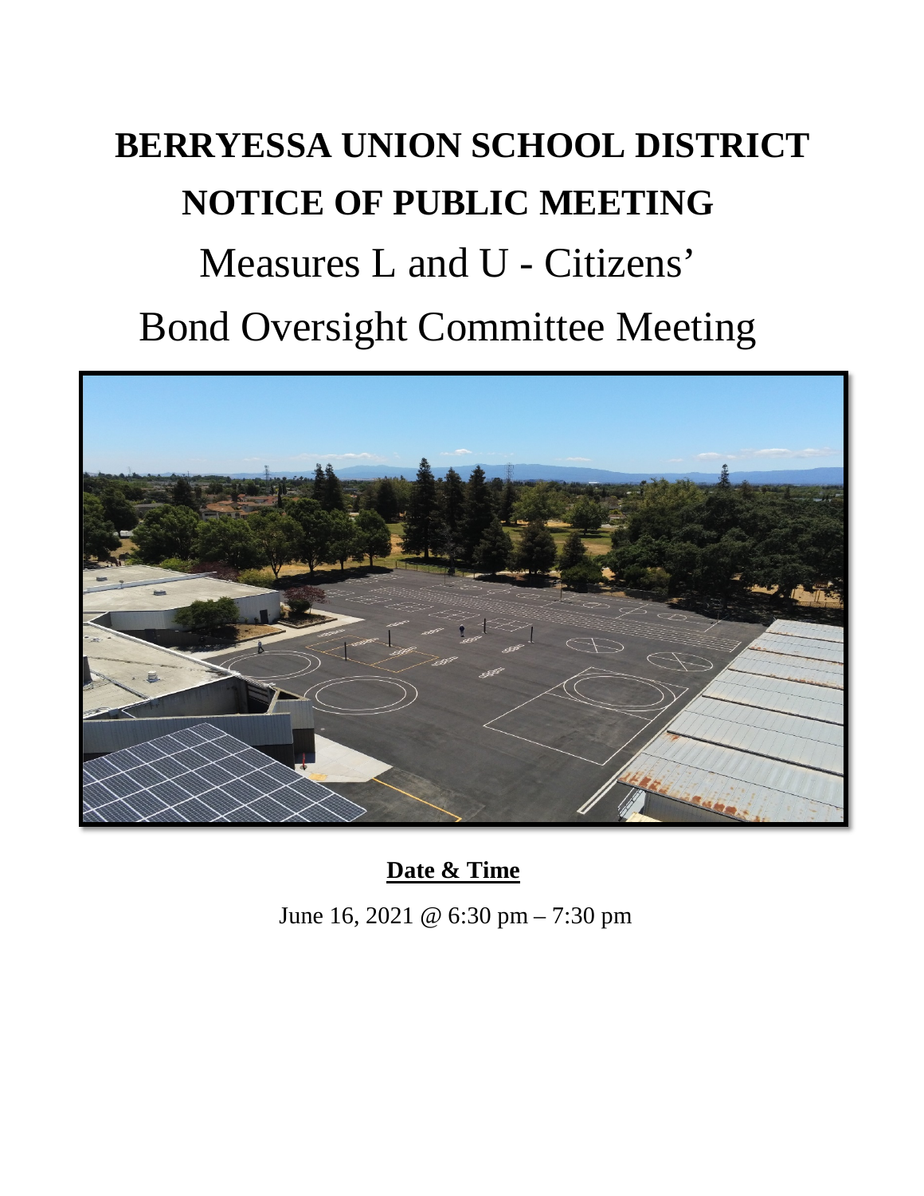# BERRYESSA UNION SCHOOL DISTRICT

# NOTICE OF PUBLIC MEETING

## Measures L and U - Citizens' Bond Oversight Committee Meeting

**Date & Time**

June 16, 2021 @ 6:30 pm – 7:30 pm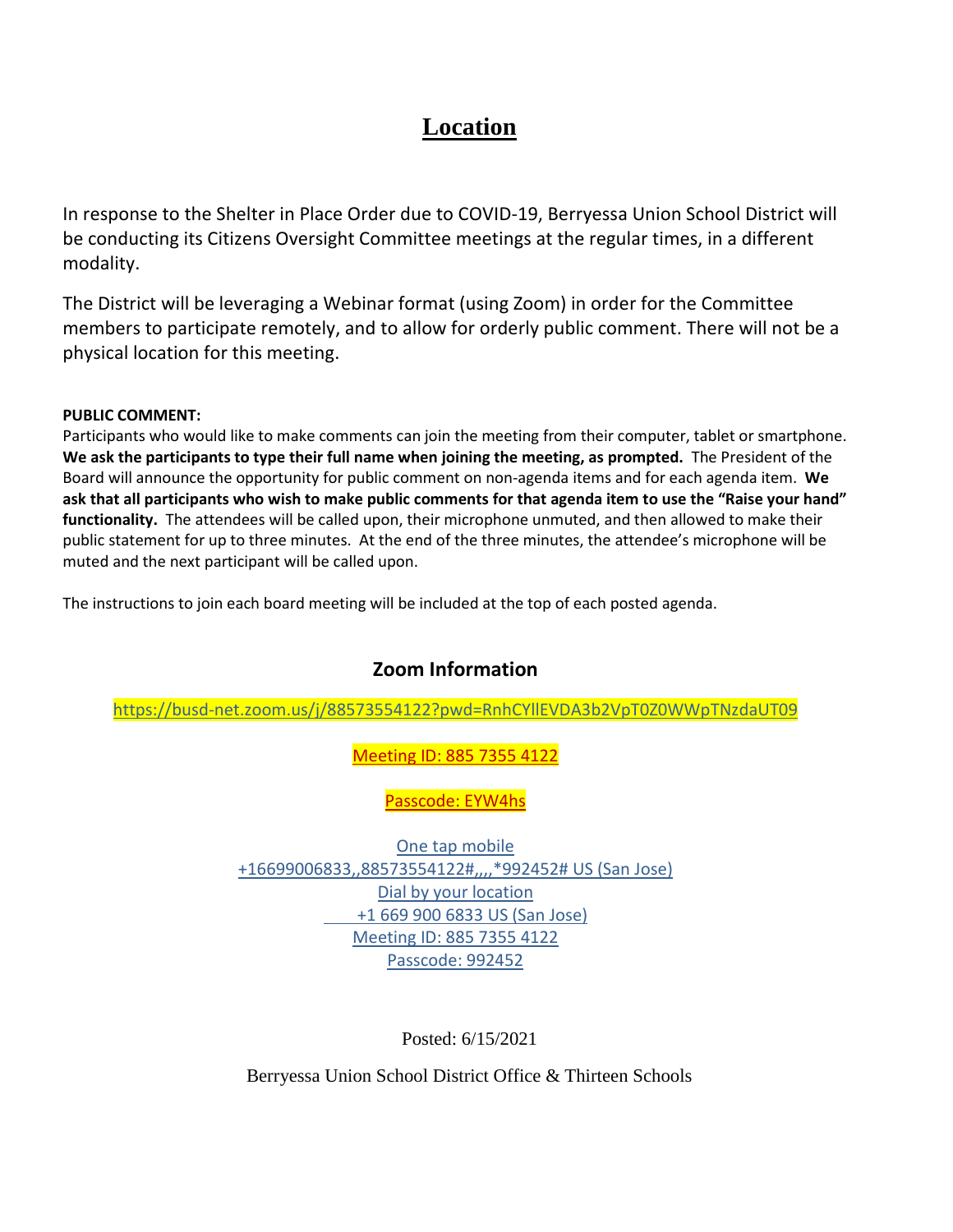# Location

In response to the Shelter in Place Order due to COVID-19, Berryessa Union School District will be conducting its Citizens Oversight Committee meetings at the regular times, in a different modality.

The District will be leveraging a Webinar format (using Zoom) in order for the Committee members to participate remotely, and to allow for orderly public comment. There will not be a physical location for this meeting.

**PUBLIC COMMENT:**
Participants who would like to make comments can join the meeting from their computer, tablet or smartphone. **We ask the participants to type their full name when joining the meeting, as prompted.** The President of the Board will announce the opportunity for public comment on non-agenda items and for each agenda item. **We ask that all participants who wish to make public comments for that agenda item to use the "Raise your hand" functionality.** The attendees will be called upon, their microphone unmuted, and then allowed to make their public statement for up to three minutes. At the end of the three minutes, the attendee's microphone will be muted and the next participant will be called upon.

The instructions to join each board meeting will be included at the top of each posted agenda.

## Zoom Information

https://busd-net.zoom.us/j/88573554122?pwd=RnhCYllEVDA3b2VpT0Z0WWpTNzdaUT09

Meeting ID: 885 7355 4122

Passcode: EYW4hs

One tap mobile
+16699006833,,88573554122#,,,,*992452# US (San Jose)
Dial by your location
+1 669 900 6833 US (San Jose)
Meeting ID: 885 7355 4122
Passcode: 992452

Posted: 6/15/2021

Berryessa Union School District Office & Thirteen Schools